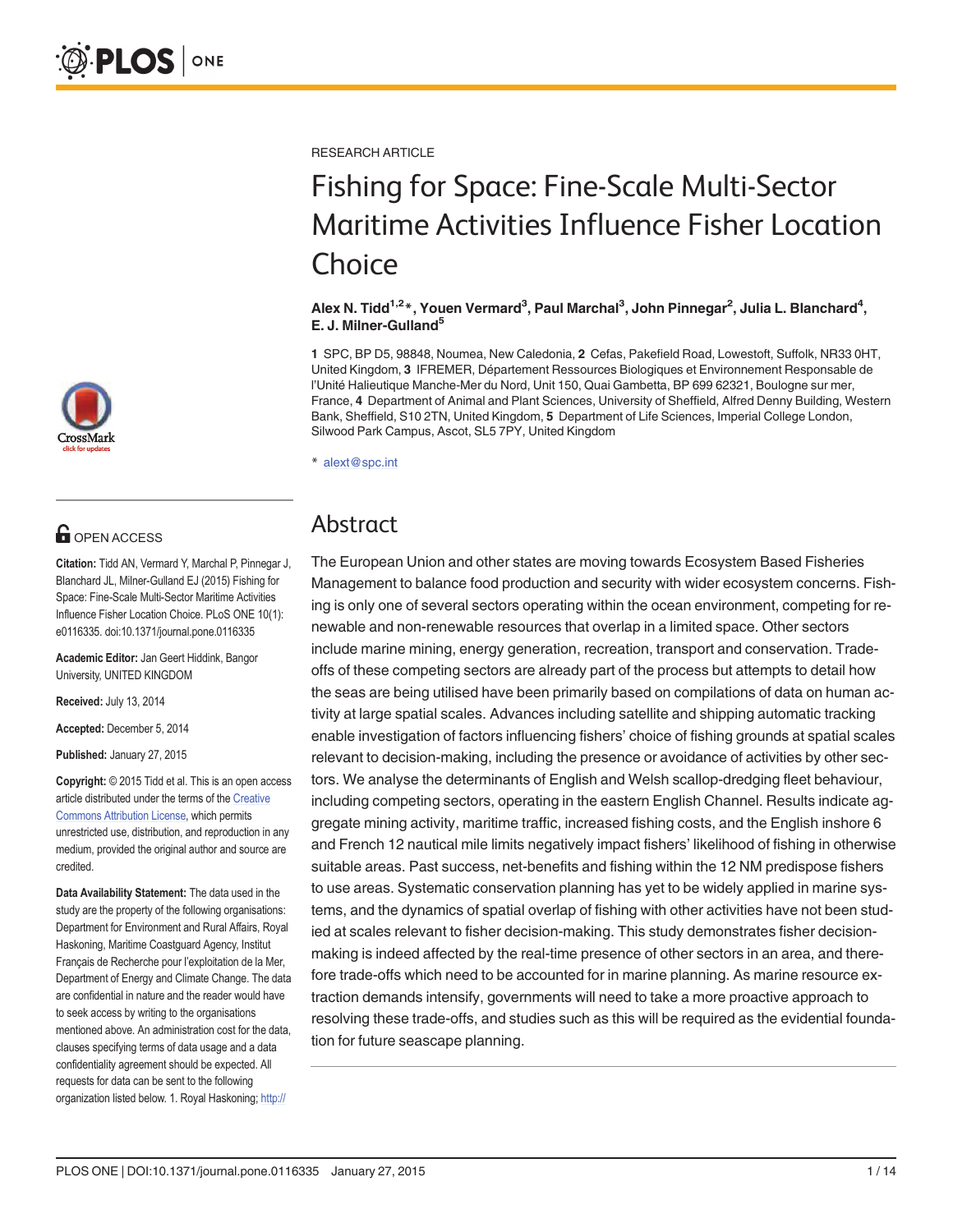RESEARCH ARTICLE

# Fishing for Space: Fine-Scale Multi-Sector Maritime Activities Influence Fisher Location Choice

**Alex N. Tidd[1,2]*, Youen Vermard[3], Paul Marchal[3], John Pinnegar[2], Julia L. Blanchard[4], E. J. Milner-Gulland[5]**

**1** SPC, BP D5, 98848, Noumea, New Caledonia, **2** Cefas, Pakefield Road, Lowestoft, Suffolk, NR33 0HT, United Kingdom, **3** IFREMER, Département Ressources Biologiques et Environnement Responsable de l'Unité Halieutique Manche-Mer du Nord, Unit 150, Quai Gambetta, BP 699 62321, Boulogne sur mer, France, **4** Department of Animal and Plant Sciences, University of Sheffield, Alfred Denny Building, Western Bank, Sheffield, S10 2TN, United Kingdom, **5** Department of Life Sciences, Imperial College London, Silwood Park Campus, Ascot, SL5 7PY, United Kingdom

* alext@spc.int

OPEN ACCESS

**Citation:** Tidd AN, Vermard Y, Marchal P, Pinnegar J, Blanchard JL, Milner-Gulland EJ (2015) Fishing for Space: Fine-Scale Multi-Sector Maritime Activities Influence Fisher Location Choice. PLoS ONE 10(1): e0116335. doi:10.1371/journal.pone.0116335

**Academic Editor:** Jan Geert Hiddink, Bangor University, UNITED KINGDOM

**Received:** July 13, 2014

**Accepted:** December 5, 2014

**Published:** January 27, 2015

**Copyright:** © 2015 Tidd et al. This is an open access article distributed under the terms of the Creative Commons Attribution License, which permits unrestricted use, distribution, and reproduction in any medium, provided the original author and source are credited.

**Data Availability Statement:** The data used in the study are the property of the following organisations: Department for Environment and Rural Affairs, Royal Haskoning, Maritime Coastguard Agency, Institut Français de Recherche pour l'exploitation de la Mer, Department of Energy and Climate Change. The data are confidential in nature and the reader would have to seek access by writing to the organisations mentioned above. An administration cost for the data, clauses specifying terms of data usage and a data confidentiality agreement should be expected. All requests for data can be sent to the following organization listed below. 1. Royal Haskoning; http://

## Abstract

The European Union and other states are moving towards Ecosystem Based Fisheries Management to balance food production and security with wider ecosystem concerns. Fishing is only one of several sectors operating within the ocean environment, competing for renewable and non-renewable resources that overlap in a limited space. Other sectors include marine mining, energy generation, recreation, transport and conservation. Trade-offs of these competing sectors are already part of the process but attempts to detail how the seas are being utilised have been primarily based on compilations of data on human activity at large spatial scales. Advances including satellite and shipping automatic tracking enable investigation of factors influencing fishers' choice of fishing grounds at spatial scales relevant to decision-making, including the presence or avoidance of activities by other sectors. We analyse the determinants of English and Welsh scallop-dredging fleet behaviour, including competing sectors, operating in the eastern English Channel. Results indicate aggregate mining activity, maritime traffic, increased fishing costs, and the English inshore 6 and French 12 nautical mile limits negatively impact fishers' likelihood of fishing in otherwise suitable areas. Past success, net-benefits and fishing within the 12 NM predispose fishers to use areas. Systematic conservation planning has yet to be widely applied in marine systems, and the dynamics of spatial overlap of fishing with other activities have not been studied at scales relevant to fisher decision-making. This study demonstrates fisher decision-making is indeed affected by the real-time presence of other sectors in an area, and therefore trade-offs which need to be accounted for in marine planning. As marine resource extraction demands intensify, governments will need to take a more proactive approach to resolving these trade-offs, and studies such as this will be required as the evidential foundation for future seascape planning.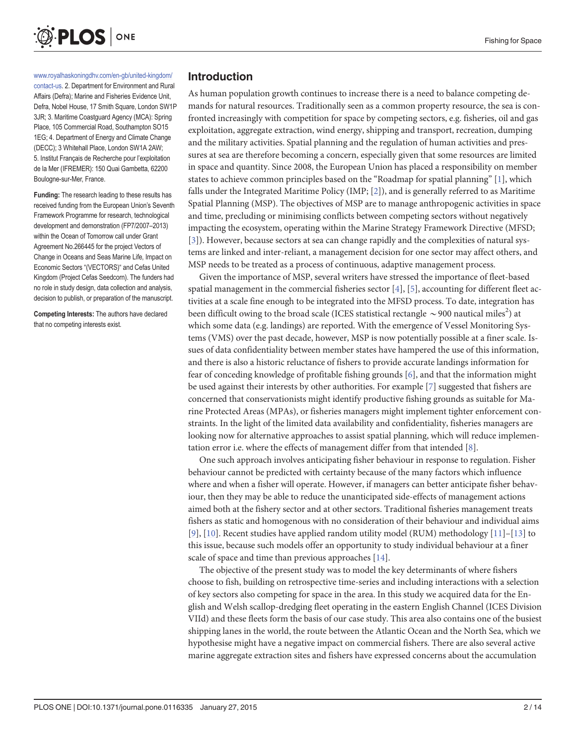www.royalhaskoningdhv.com/en-gb/united-kingdom/contact-us. 2. Department for Environment and Rural Affairs (Defra); Marine and Fisheries Evidence Unit, Defra, Nobel House, 17 Smith Square, London SW1P 3JR; 3. Maritime Coastguard Agency (MCA): Spring Place, 105 Commercial Road, Southampton SO15 1EG; 4. Department of Energy and Climate Change (DECC); 3 Whitehall Place, London SW1A 2AW; 5. Institut Français de Recherche pour l'exploitation de la Mer (IFREMER): 150 Quai Gambetta, 62200 Boulogne-sur-Mer, France.

**Funding:** The research leading to these results has received funding from the European Union's Seventh Framework Programme for research, technological development and demonstration (FP7/2007–2013) within the Ocean of Tomorrow call under Grant Agreement No.266445 for the project Vectors of Change in Oceans and Seas Marine Life, Impact on Economic Sectors "(VECTORS)" and Cefas United Kingdom (Project Cefas Seedcorn). The funders had no role in study design, data collection and analysis, decision to publish, or preparation of the manuscript.

**Competing Interests:** The authors have declared that no competing interests exist.

## Introduction

As human population growth continues to increase there is a need to balance competing demands for natural resources. Traditionally seen as a common property resource, the sea is confronted increasingly with competition for space by competing sectors, e.g. fisheries, oil and gas exploitation, aggregate extraction, wind energy, shipping and transport, recreation, dumping and the military activities. Spatial planning and the regulation of human activities and pressures at sea are therefore becoming a concern, especially given that some resources are limited in space and quantity. Since 2008, the European Union has placed a responsibility on member states to achieve common principles based on the "Roadmap for spatial planning" [1], which falls under the Integrated Maritime Policy (IMP; [2]), and is generally referred to as Maritime Spatial Planning (MSP). The objectives of MSP are to manage anthropogenic activities in space and time, precluding or minimising conflicts between competing sectors without negatively impacting the ecosystem, operating within the Marine Strategy Framework Directive (MFSD; [3]). However, because sectors at sea can change rapidly and the complexities of natural systems are linked and inter-reliant, a management decision for one sector may affect others, and MSP needs to be treated as a process of continuous, adaptive management process.

Given the importance of MSP, several writers have stressed the importance of fleet-based spatial management in the commercial fisheries sector [4], [5], accounting for different fleet activities at a scale fine enough to be integrated into the MFSD process. To date, integration has been difficult owing to the broad scale (ICES statistical rectangle $\sim$900 nautical miles$^2$) at which some data (e.g. landings) are reported. With the emergence of Vessel Monitoring Systems (VMS) over the past decade, however, MSP is now potentially possible at a finer scale. Issues of data confidentiality between member states have hampered the use of this information, and there is also a historic reluctance of fishers to provide accurate landings information for fear of conceding knowledge of profitable fishing grounds [6], and that the information might be used against their interests by other authorities. For example [7] suggested that fishers are concerned that conservationists might identify productive fishing grounds as suitable for Marine Protected Areas (MPAs), or fisheries managers might implement tighter enforcement constraints. In the light of the limited data availability and confidentiality, fisheries managers are looking now for alternative approaches to assist spatial planning, which will reduce implementation error i.e. where the effects of management differ from that intended [8].

One such approach involves anticipating fisher behaviour in response to regulation. Fisher behaviour cannot be predicted with certainty because of the many factors which influence where and when a fisher will operate. However, if managers can better anticipate fisher behaviour, then they may be able to reduce the unanticipated side-effects of management actions aimed both at the fishery sector and at other sectors. Traditional fisheries management treats fishers as static and homogenous with no consideration of their behaviour and individual aims [9], [10]. Recent studies have applied random utility model (RUM) methodology [11]–[13] to this issue, because such models offer an opportunity to study individual behaviour at a finer scale of space and time than previous approaches [14].

The objective of the present study was to model the key determinants of where fishers choose to fish, building on retrospective time-series and including interactions with a selection of key sectors also competing for space in the area. In this study we acquired data for the English and Welsh scallop-dredging fleet operating in the eastern English Channel (ICES Division VIId) and these fleets form the basis of our case study. This area also contains one of the busiest shipping lanes in the world, the route between the Atlantic Ocean and the North Sea, which we hypothesise might have a negative impact on commercial fishers. There are also several active marine aggregate extraction sites and fishers have expressed concerns about the accumulation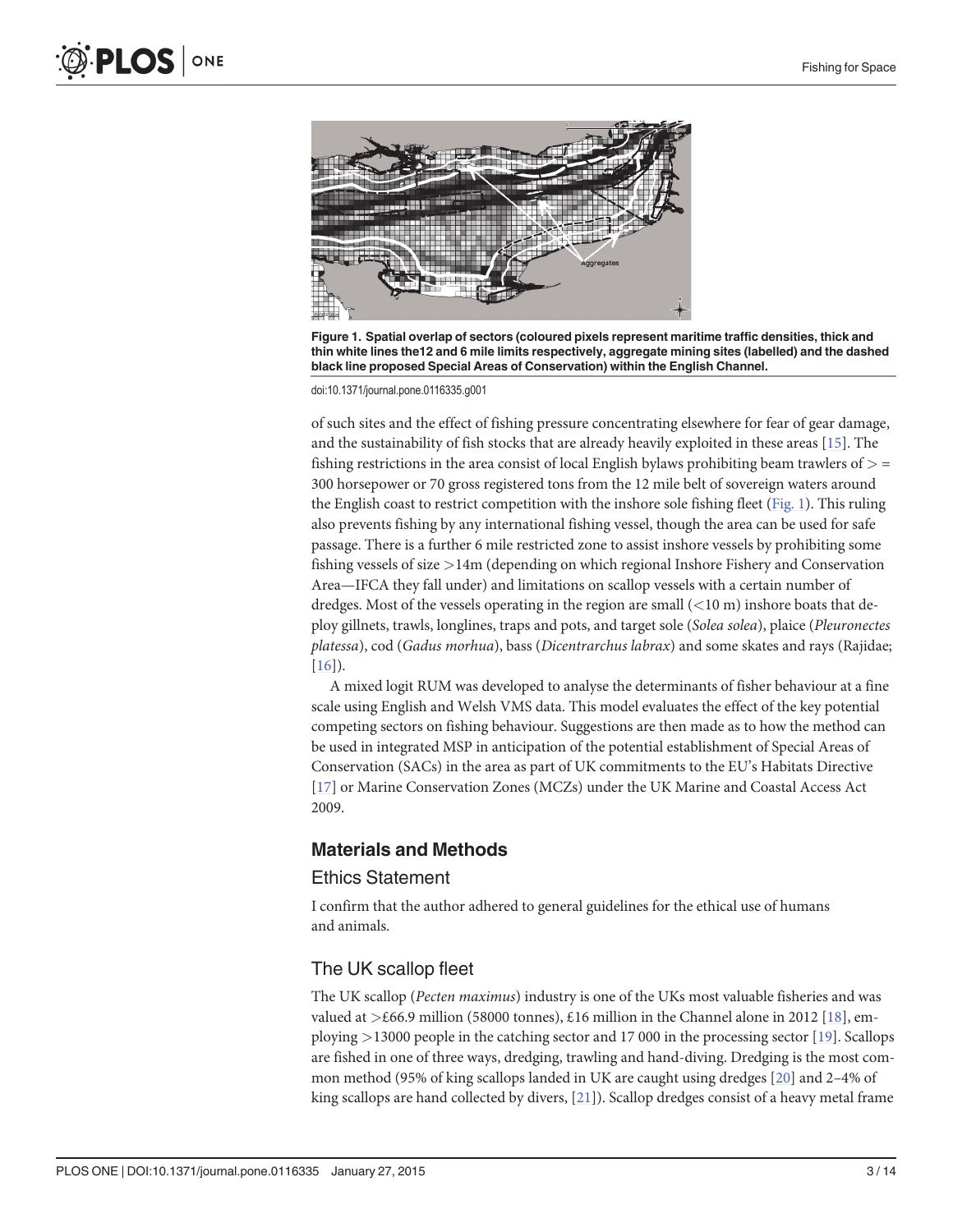**Figure 1. Spatial overlap of sectors (coloured pixels represent maritime traffic densities, thick and thin white lines the12 and 6 mile limits respectively, aggregate mining sites (labelled) and the dashed black line proposed Special Areas of Conservation) within the English Channel.**

doi:10.1371/journal.pone.0116335.g001

of such sites and the effect of fishing pressure concentrating elsewhere for fear of gear damage, and the sustainability of fish stocks that are already heavily exploited in these areas [15]. The fishing restrictions in the area consist of local English bylaws prohibiting beam trawlers of > = 300 horsepower or 70 gross registered tons from the 12 mile belt of sovereign waters around the English coast to restrict competition with the inshore sole fishing fleet (Fig. 1). This ruling also prevents fishing by any international fishing vessel, though the area can be used for safe passage. There is a further 6 mile restricted zone to assist inshore vessels by prohibiting some fishing vessels of size >14m (depending on which regional Inshore Fishery and Conservation Area—IFCA they fall under) and limitations on scallop vessels with a certain number of dredges. Most of the vessels operating in the region are small (<10 m) inshore boats that deploy gillnets, trawls, longlines, traps and pots, and target sole (*Solea solea*), plaice (*Pleuronectes platessa*), cod (*Gadus morhua*), bass (*Dicentrarchus labrax*) and some skates and rays (Rajidae; [16]).

A mixed logit RUM was developed to analyse the determinants of fisher behaviour at a fine scale using English and Welsh VMS data. This model evaluates the effect of the key potential competing sectors on fishing behaviour. Suggestions are then made as to how the method can be used in integrated MSP in anticipation of the potential establishment of Special Areas of Conservation (SACs) in the area as part of UK commitments to the EU's Habitats Directive [17] or Marine Conservation Zones (MCZs) under the UK Marine and Coastal Access Act 2009.

## Materials and Methods

### Ethics Statement

I confirm that the author adhered to general guidelines for the ethical use of humans and animals.

### The UK scallop fleet

The UK scallop (*Pecten maximus*) industry is one of the UKs most valuable fisheries and was valued at >£66.9 million (58000 tonnes), £16 million in the Channel alone in 2012 [18], employing >13000 people in the catching sector and 17 000 in the processing sector [19]. Scallops are fished in one of three ways, dredging, trawling and hand-diving. Dredging is the most common method (95% of king scallops landed in UK are caught using dredges [20] and 2–4% of king scallops are hand collected by divers, [21]). Scallop dredges consist of a heavy metal frame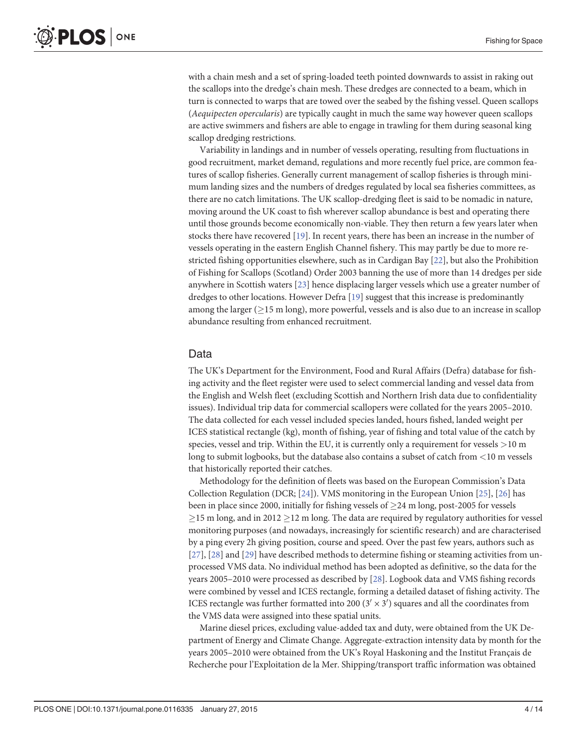with a chain mesh and a set of spring-loaded teeth pointed downwards to assist in raking out the scallops into the dredge's chain mesh. These dredges are connected to a beam, which in turn is connected to warps that are towed over the seabed by the fishing vessel. Queen scallops (*Aequipecten opercularis*) are typically caught in much the same way however queen scallops are active swimmers and fishers are able to engage in trawling for them during seasonal king scallop dredging restrictions.

Variability in landings and in number of vessels operating, resulting from fluctuations in good recruitment, market demand, regulations and more recently fuel price, are common features of scallop fisheries. Generally current management of scallop fisheries is through minimum landing sizes and the numbers of dredges regulated by local sea fisheries committees, as there are no catch limitations. The UK scallop-dredging fleet is said to be nomadic in nature, moving around the UK coast to fish wherever scallop abundance is best and operating there until those grounds become economically non-viable. They then return a few years later when stocks there have recovered [19]. In recent years, there has been an increase in the number of vessels operating in the eastern English Channel fishery. This may partly be due to more restricted fishing opportunities elsewhere, such as in Cardigan Bay [22], but also the Prohibition of Fishing for Scallops (Scotland) Order 2003 banning the use of more than 14 dredges per side anywhere in Scottish waters [23] hence displacing larger vessels which use a greater number of dredges to other locations. However Defra [19] suggest that this increase is predominantly among the larger ($\geq$15 m long), more powerful, vessels and is also due to an increase in scallop abundance resulting from enhanced recruitment.

## Data

The UK's Department for the Environment, Food and Rural Affairs (Defra) database for fishing activity and the fleet register were used to select commercial landing and vessel data from the English and Welsh fleet (excluding Scottish and Northern Irish data due to confidentiality issues). Individual trip data for commercial scallopers were collated for the years 2005–2010. The data collected for each vessel included species landed, hours fished, landed weight per ICES statistical rectangle (kg), month of fishing, year of fishing and total value of the catch by species, vessel and trip. Within the EU, it is currently only a requirement for vessels >10 m long to submit logbooks, but the database also contains a subset of catch from <10 m vessels that historically reported their catches.

Methodology for the definition of fleets was based on the European Commission's Data Collection Regulation (DCR; [24]). VMS monitoring in the European Union [25], [26] has been in place since 2000, initially for fishing vessels of $\geq$24 m long, post-2005 for vessels $\geq$15 m long, and in 2012 $\geq$12 m long. The data are required by regulatory authorities for vessel monitoring purposes (and nowadays, increasingly for scientific research) and are characterised by a ping every 2h giving position, course and speed. Over the past few years, authors such as [27], [28] and [29] have described methods to determine fishing or steaming activities from unprocessed VMS data. No individual method has been adopted as definitive, so the data for the years 2005–2010 were processed as described by [28]. Logbook data and VMS fishing records were combined by vessel and ICES rectangle, forming a detailed dataset of fishing activity. The ICES rectangle was further formatted into 200 ($3' \times 3'$) squares and all the coordinates from the VMS data were assigned into these spatial units.

Marine diesel prices, excluding value-added tax and duty, were obtained from the UK Department of Energy and Climate Change. Aggregate-extraction intensity data by month for the years 2005–2010 were obtained from the UK's Royal Haskoning and the Institut Français de Recherche pour l'Exploitation de la Mer. Shipping/transport traffic information was obtained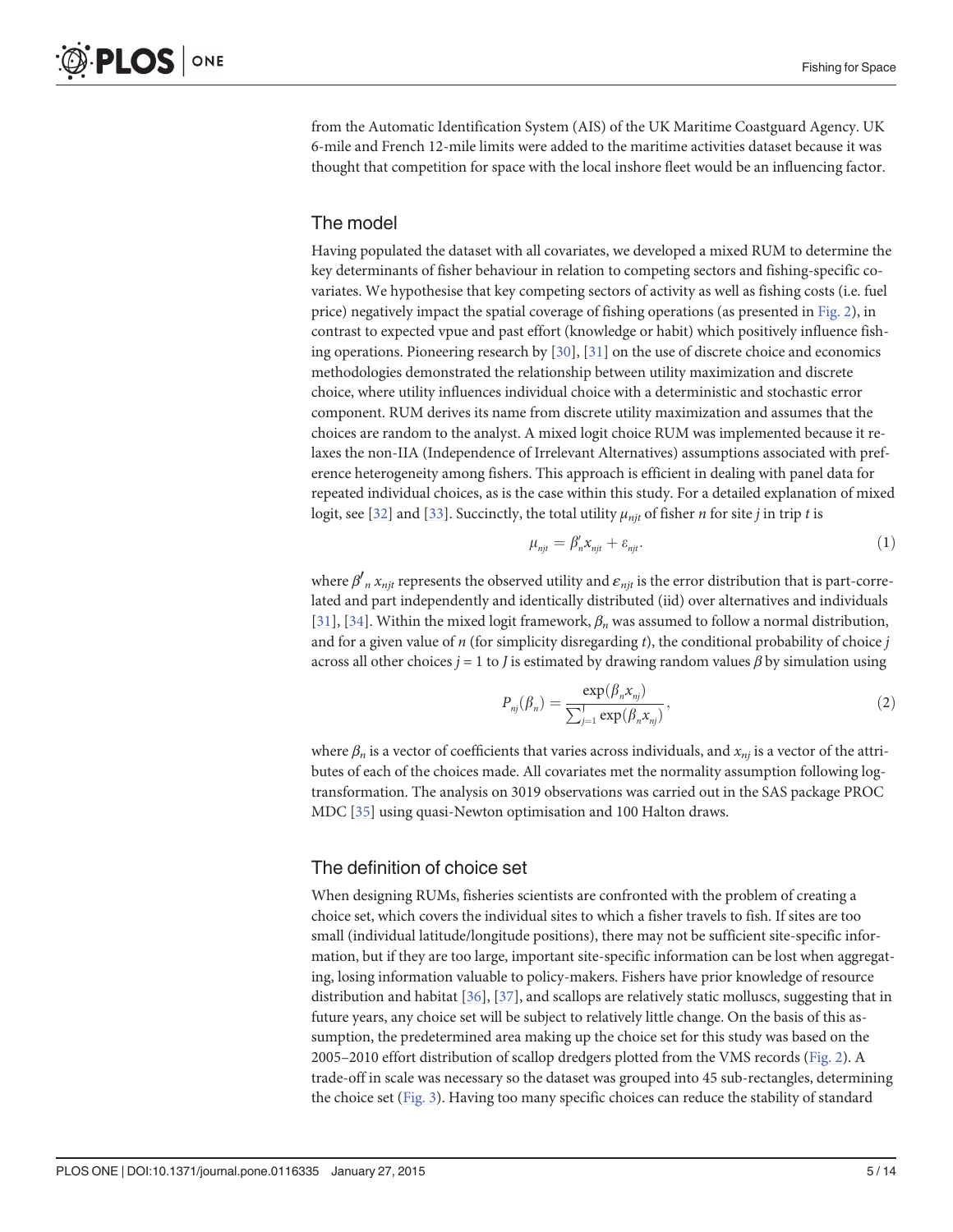from the Automatic Identification System (AIS) of the UK Maritime Coastguard Agency. UK 6-mile and French 12-mile limits were added to the maritime activities dataset because it was thought that competition for space with the local inshore fleet would be an influencing factor.

## The model

Having populated the dataset with all covariates, we developed a mixed RUM to determine the key determinants of fisher behaviour in relation to competing sectors and fishing-specific covariates. We hypothesise that key competing sectors of activity as well as fishing costs (i.e. fuel price) negatively impact the spatial coverage of fishing operations (as presented in Fig. 2), in contrast to expected vpue and past effort (knowledge or habit) which positively influence fishing operations. Pioneering research by [30], [31] on the use of discrete choice and economics methodologies demonstrated the relationship between utility maximization and discrete choice, where utility influences individual choice with a deterministic and stochastic error component. RUM derives its name from discrete utility maximization and assumes that the choices are random to the analyst. A mixed logit choice RUM was implemented because it relaxes the non-IIA (Independence of Irrelevant Alternatives) assumptions associated with preference heterogeneity among fishers. This approach is efficient in dealing with panel data for repeated individual choices, as is the case within this study. For a detailed explanation of mixed logit, see [32] and [33]. Succinctly, the total utility $\mu_{njt}$ of fisher $n$ for site $j$ in trip $t$ is

$$\mu_{njt} = \beta_n' x_{njt} + \varepsilon_{njt}. \tag{1}$$

where $\beta'_n x_{njt}$ represents the observed utility and $\varepsilon_{njt}$ is the error distribution that is part-correlated and part independently and identically distributed (iid) over alternatives and individuals [31], [34]. Within the mixed logit framework, $\beta_n$ was assumed to follow a normal distribution, and for a given value of $n$ (for simplicity disregarding $t$), the conditional probability of choice $j$ across all other choices $j = 1$ to $J$ is estimated by drawing random values $\beta$ by simulation using

$$P_{nj}(\beta_n) = \frac{\exp(\beta_n x_{nj})}{\sum_{j=1}^{J} \exp(\beta_n x_{nj})}, \tag{2}$$

where $\beta_n$ is a vector of coefficients that varies across individuals, and $x_{nj}$ is a vector of the attributes of each of the choices made. All covariates met the normality assumption following log-transformation. The analysis on 3019 observations was carried out in the SAS package PROC MDC [35] using quasi-Newton optimisation and 100 Halton draws.

## The definition of choice set

When designing RUMs, fisheries scientists are confronted with the problem of creating a choice set, which covers the individual sites to which a fisher travels to fish. If sites are too small (individual latitude/longitude positions), there may not be sufficient site-specific information, but if they are too large, important site-specific information can be lost when aggregating, losing information valuable to policy-makers. Fishers have prior knowledge of resource distribution and habitat [36], [37], and scallops are relatively static molluscs, suggesting that in future years, any choice set will be subject to relatively little change. On the basis of this assumption, the predetermined area making up the choice set for this study was based on the 2005–2010 effort distribution of scallop dredgers plotted from the VMS records (Fig. 2). A trade-off in scale was necessary so the dataset was grouped into 45 sub-rectangles, determining the choice set (Fig. 3). Having too many specific choices can reduce the stability of standard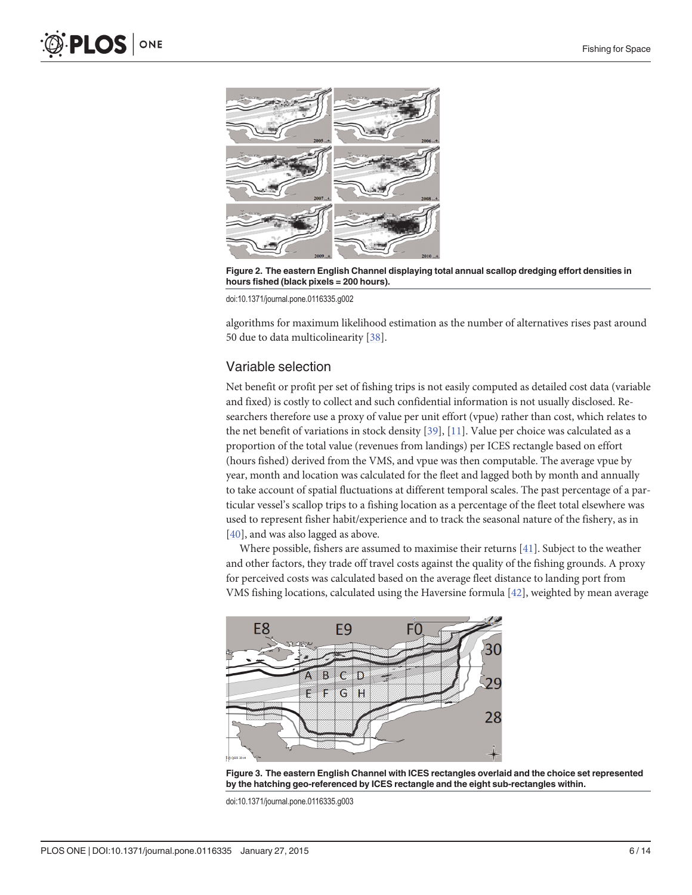Figure 2. The eastern English Channel displaying total annual scallop dredging effort densities in hours fished (black pixels = 200 hours).

doi:10.1371/journal.pone.0116335.g002

algorithms for maximum likelihood estimation as the number of alternatives rises past around 50 due to data multicolinearity [38].

## Variable selection

Net benefit or profit per set of fishing trips is not easily computed as detailed cost data (variable and fixed) is costly to collect and such confidential information is not usually disclosed. Researchers therefore use a proxy of value per unit effort (vpue) rather than cost, which relates to the net benefit of variations in stock density [39], [11]. Value per choice was calculated as a proportion of the total value (revenues from landings) per ICES rectangle based on effort (hours fished) derived from the VMS, and vpue was then computable. The average vpue by year, month and location was calculated for the fleet and lagged both by month and annually to take account of spatial fluctuations at different temporal scales. The past percentage of a particular vessel's scallop trips to a fishing location as a percentage of the fleet total elsewhere was used to represent fisher habit/experience and to track the seasonal nature of the fishery, as in [40], and was also lagged as above.

Where possible, fishers are assumed to maximise their returns [41]. Subject to the weather and other factors, they trade off travel costs against the quality of the fishing grounds. A proxy for perceived costs was calculated based on the average fleet distance to landing port from VMS fishing locations, calculated using the Haversine formula [42], weighted by mean average

Figure 3. The eastern English Channel with ICES rectangles overlaid and the choice set represented by the hatching geo-referenced by ICES rectangle and the eight sub-rectangles within.

doi:10.1371/journal.pone.0116335.g003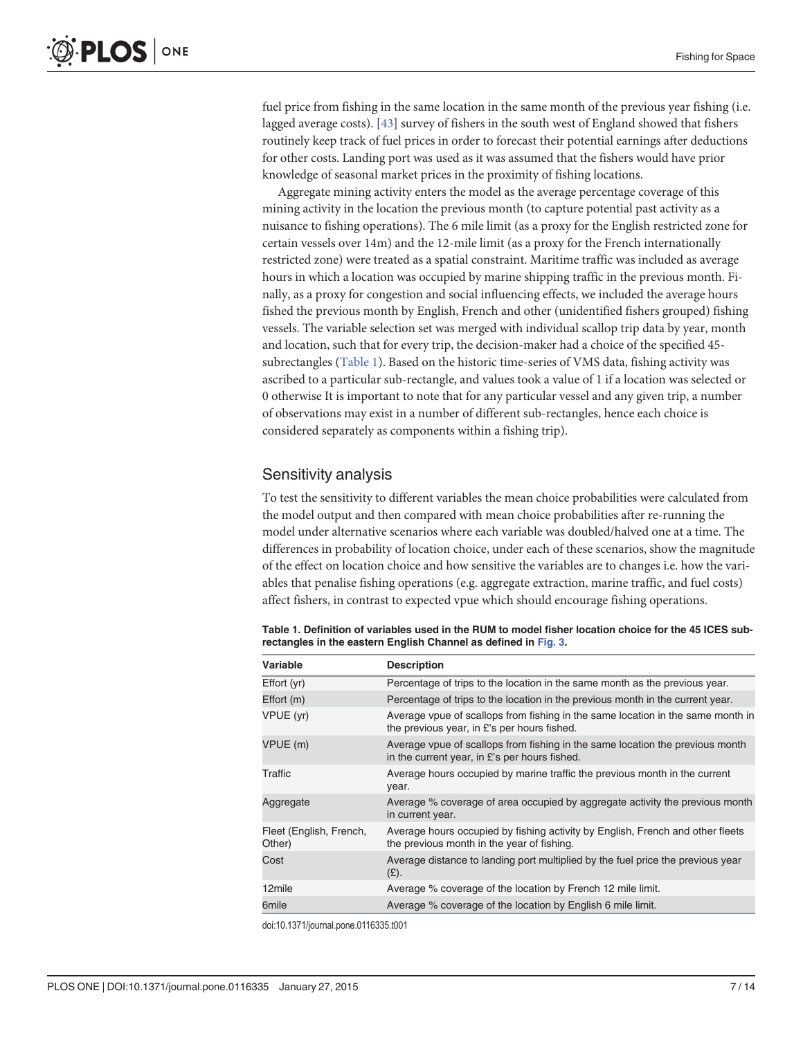fuel price from fishing in the same location in the same month of the previous year fishing (i.e. lagged average costs). [43] survey of fishers in the south west of England showed that fishers routinely keep track of fuel prices in order to forecast their potential earnings after deductions for other costs. Landing port was used as it was assumed that the fishers would have prior knowledge of seasonal market prices in the proximity of fishing locations.

Aggregate mining activity enters the model as the average percentage coverage of this mining activity in the location the previous month (to capture potential past activity as a nuisance to fishing operations). The 6 mile limit (as a proxy for the English restricted zone for certain vessels over 14m) and the 12-mile limit (as a proxy for the French internationally restricted zone) were treated as a spatial constraint. Maritime traffic was included as average hours in which a location was occupied by marine shipping traffic in the previous month. Finally, as a proxy for congestion and social influencing effects, we included the average hours fished the previous month by English, French and other (unidentified fishers grouped) fishing vessels. The variable selection set was merged with individual scallop trip data by year, month and location, such that for every trip, the decision-maker had a choice of the specified 45-subrectangles (Table 1). Based on the historic time-series of VMS data, fishing activity was ascribed to a particular sub-rectangle, and values took a value of 1 if a location was selected or 0 otherwise It is important to note that for any particular vessel and any given trip, a number of observations may exist in a number of different sub-rectangles, hence each choice is considered separately as components within a fishing trip).

## Sensitivity analysis

To test the sensitivity to different variables the mean choice probabilities were calculated from the model output and then compared with mean choice probabilities after re-running the model under alternative scenarios where each variable was doubled/halved one at a time. The differences in probability of location choice, under each of these scenarios, show the magnitude of the effect on location choice and how sensitive the variables are to changes i.e. how the variables that penalise fishing operations (e.g. aggregate extraction, marine traffic, and fuel costs) affect fishers, in contrast to expected vpue which should encourage fishing operations.

**Table 1. Definition of variables used in the RUM to model fisher location choice for the 45 ICES sub-rectangles in the eastern English Channel as defined in Fig. 3.**

| Variable | Description |
|---|---|
| Effort (yr) | Percentage of trips to the location in the same month as the previous year. |
| Effort (m) | Percentage of trips to the location in the previous month in the current year. |
| VPUE (yr) | Average vpue of scallops from fishing in the same location in the same month in the previous year, in £'s per hours fished. |
| VPUE (m) | Average vpue of scallops from fishing in the same location the previous month in the current year, in £'s per hours fished. |
| Traffic | Average hours occupied by marine traffic the previous month in the current year. |
| Aggregate | Average % coverage of area occupied by aggregate activity the previous month in current year. |
| Fleet (English, French, Other) | Average hours occupied by fishing activity by English, French and other fleets the previous month in the year of fishing. |
| Cost | Average distance to landing port multiplied by the fuel price the previous year (£). |
| 12mile | Average % coverage of the location by French 12 mile limit. |
| 6mile | Average % coverage of the location by English 6 mile limit. |

doi:10.1371/journal.pone.0116335.t001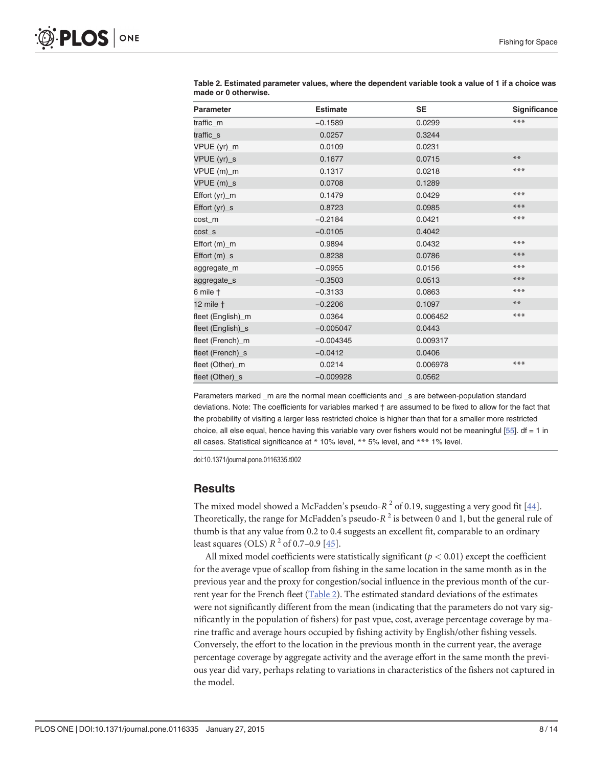**Table 2. Estimated parameter values, where the dependent variable took a value of 1 if a choice was made or 0 otherwise.**

| Parameter | Estimate | SE | Significance |
|---|---|---|---|
| traffic_m | −0.1589 | 0.0299 | *** |
| traffic_s | 0.0257 | 0.3244 | |
| VPUE (yr)_m | 0.0109 | 0.0231 | |
| VPUE (yr)_s | 0.1677 | 0.0715 | ** |
| VPUE (m)_m | 0.1317 | 0.0218 | *** |
| VPUE (m)_s | 0.0708 | 0.1289 | |
| Effort (yr)_m | 0.1479 | 0.0429 | *** |
| Effort (yr)_s | 0.8723 | 0.0985 | *** |
| cost_m | −0.2184 | 0.0421 | *** |
| cost_s | −0.0105 | 0.4042 | |
| Effort (m)_m | 0.9894 | 0.0432 | *** |
| Effort (m)_s | 0.8238 | 0.0786 | *** |
| aggregate_m | −0.0955 | 0.0156 | *** |
| aggregate_s | −0.3503 | 0.0513 | *** |
| 6 mile † | −0.3133 | 0.0863 | *** |
| 12 mile † | −0.2206 | 0.1097 | ** |
| fleet (English)_m | 0.0364 | 0.006452 | *** |
| fleet (English)_s | −0.005047 | 0.0443 | |
| fleet (French)_m | −0.004345 | 0.009317 | |
| fleet (French)_s | −0.0412 | 0.0406 | |
| fleet (Other)_m | 0.0214 | 0.006978 | *** |
| fleet (Other)_s | −0.009928 | 0.0562 | |

Parameters marked _m are the normal mean coefficients and _s are between-population standard deviations. Note: The coefficients for variables marked † are assumed to be fixed to allow for the fact that the probability of visiting a larger less restricted choice is higher than that for a smaller more restricted choice, all else equal, hence having this variable vary over fishers would not be meaningful [55]. df = 1 in all cases. Statistical significance at * 10% level, ** 5% level, and *** 1% level.

doi:10.1371/journal.pone.0116335.t002

## Results

The mixed model showed a McFadden's pseudo-$R^2$ of 0.19, suggesting a very good fit [44]. Theoretically, the range for McFadden's pseudo-$R^2$ is between 0 and 1, but the general rule of thumb is that any value from 0.2 to 0.4 suggests an excellent fit, comparable to an ordinary least squares (OLS) $R^2$ of 0.7–0.9 [45].

All mixed model coefficients were statistically significant ($p < 0.01$) except the coefficient for the average vpue of scallop from fishing in the same location in the same month as in the previous year and the proxy for congestion/social influence in the previous month of the current year for the French fleet (Table 2). The estimated standard deviations of the estimates were not significantly different from the mean (indicating that the parameters do not vary significantly in the population of fishers) for past vpue, cost, average percentage coverage by marine traffic and average hours occupied by fishing activity by English/other fishing vessels. Conversely, the effort to the location in the previous month in the current year, the average percentage coverage by aggregate activity and the average effort in the same month the previous year did vary, perhaps relating to variations in characteristics of the fishers not captured in the model.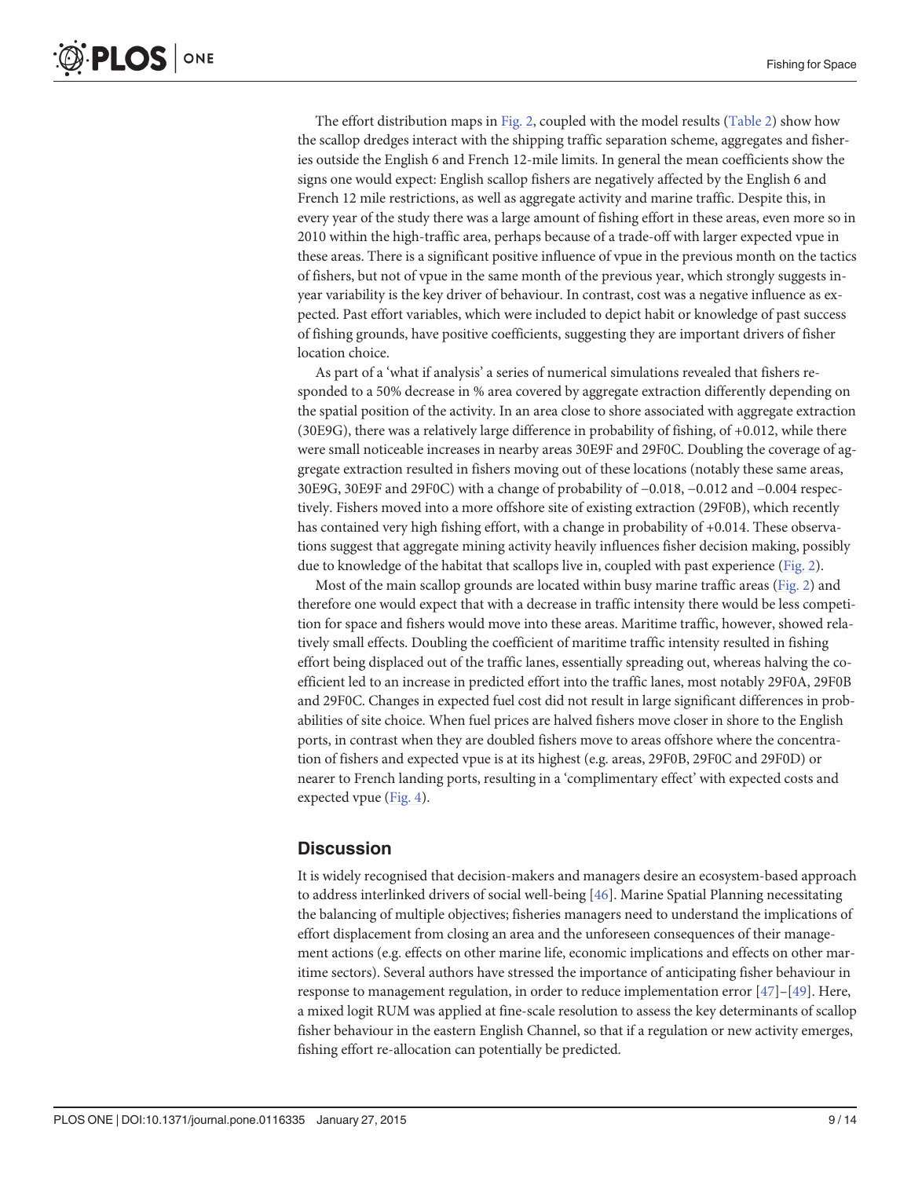The effort distribution maps in Fig. 2, coupled with the model results (Table 2) show how the scallop dredges interact with the shipping traffic separation scheme, aggregates and fisheries outside the English 6 and French 12-mile limits. In general the mean coefficients show the signs one would expect: English scallop fishers are negatively affected by the English 6 and French 12 mile restrictions, as well as aggregate activity and marine traffic. Despite this, in every year of the study there was a large amount of fishing effort in these areas, even more so in 2010 within the high-traffic area, perhaps because of a trade-off with larger expected vpue in these areas. There is a significant positive influence of vpue in the previous month on the tactics of fishers, but not of vpue in the same month of the previous year, which strongly suggests in-year variability is the key driver of behaviour. In contrast, cost was a negative influence as expected. Past effort variables, which were included to depict habit or knowledge of past success of fishing grounds, have positive coefficients, suggesting they are important drivers of fisher location choice.

As part of a 'what if analysis' a series of numerical simulations revealed that fishers responded to a 50% decrease in % area covered by aggregate extraction differently depending on the spatial position of the activity. In an area close to shore associated with aggregate extraction (30E9G), there was a relatively large difference in probability of fishing, of +0.012, while there were small noticeable increases in nearby areas 30E9F and 29F0C. Doubling the coverage of aggregate extraction resulted in fishers moving out of these locations (notably these same areas, 30E9G, 30E9F and 29F0C) with a change of probability of −0.018, −0.012 and −0.004 respectively. Fishers moved into a more offshore site of existing extraction (29F0B), which recently has contained very high fishing effort, with a change in probability of +0.014. These observations suggest that aggregate mining activity heavily influences fisher decision making, possibly due to knowledge of the habitat that scallops live in, coupled with past experience (Fig. 2).

Most of the main scallop grounds are located within busy marine traffic areas (Fig. 2) and therefore one would expect that with a decrease in traffic intensity there would be less competition for space and fishers would move into these areas. Maritime traffic, however, showed relatively small effects. Doubling the coefficient of maritime traffic intensity resulted in fishing effort being displaced out of the traffic lanes, essentially spreading out, whereas halving the coefficient led to an increase in predicted effort into the traffic lanes, most notably 29F0A, 29F0B and 29F0C. Changes in expected fuel cost did not result in large significant differences in probabilities of site choice. When fuel prices are halved fishers move closer in shore to the English ports, in contrast when they are doubled fishers move to areas offshore where the concentration of fishers and expected vpue is at its highest (e.g. areas, 29F0B, 29F0C and 29F0D) or nearer to French landing ports, resulting in a 'complimentary effect' with expected costs and expected vpue (Fig. 4).

## Discussion

It is widely recognised that decision-makers and managers desire an ecosystem-based approach to address interlinked drivers of social well-being [46]. Marine Spatial Planning necessitating the balancing of multiple objectives; fisheries managers need to understand the implications of effort displacement from closing an area and the unforeseen consequences of their management actions (e.g. effects on other marine life, economic implications and effects on other maritime sectors). Several authors have stressed the importance of anticipating fisher behaviour in response to management regulation, in order to reduce implementation error [47]–[49]. Here, a mixed logit RUM was applied at fine-scale resolution to assess the key determinants of scallop fisher behaviour in the eastern English Channel, so that if a regulation or new activity emerges, fishing effort re-allocation can potentially be predicted.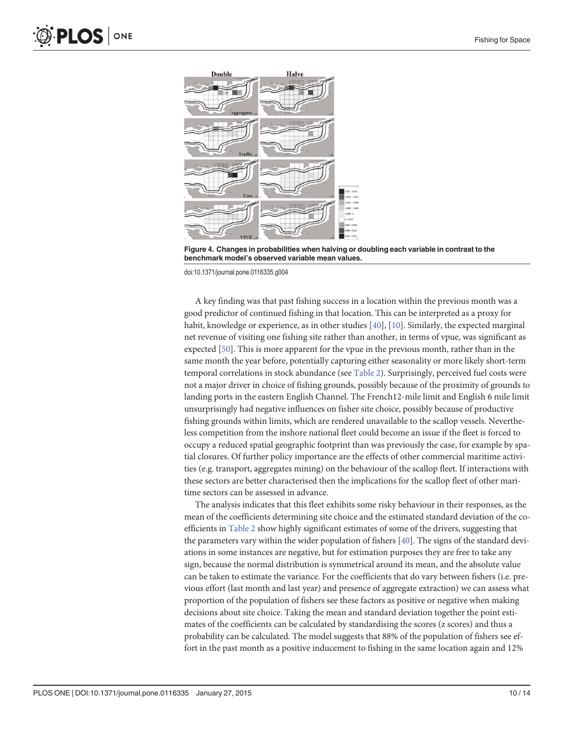**Figure 4. Changes in probabilities when halving or doubling each variable in contrast to the benchmark model's observed variable mean values.**

doi:10.1371/journal.pone.0116335.g004

A key finding was that past fishing success in a location within the previous month was a good predictor of continued fishing in that location. This can be interpreted as a proxy for habit, knowledge or experience, as in other studies [40], [10]. Similarly, the expected marginal net revenue of visiting one fishing site rather than another, in terms of vpue, was significant as expected [50]. This is more apparent for the vpue in the previous month, rather than in the same month the year before, potentially capturing either seasonality or more likely short-term temporal correlations in stock abundance (see Table 2). Surprisingly, perceived fuel costs were not a major driver in choice of fishing grounds, possibly because of the proximity of grounds to landing ports in the eastern English Channel. The French12-mile limit and English 6 mile limit unsurprisingly had negative influences on fisher site choice, possibly because of productive fishing grounds within limits, which are rendered unavailable to the scallop vessels. Nevertheless competition from the inshore national fleet could become an issue if the fleet is forced to occupy a reduced spatial geographic footprint than was previously the case, for example by spatial closures. Of further policy importance are the effects of other commercial maritime activities (e.g. transport, aggregates mining) on the behaviour of the scallop fleet. If interactions with these sectors are better characterised then the implications for the scallop fleet of other maritime sectors can be assessed in advance.

The analysis indicates that this fleet exhibits some risky behaviour in their responses, as the mean of the coefficients determining site choice and the estimated standard deviation of the coefficients in Table 2 show highly significant estimates of some of the drivers, suggesting that the parameters vary within the wider population of fishers [40]. The signs of the standard deviations in some instances are negative, but for estimation purposes they are free to take any sign, because the normal distribution is symmetrical around its mean, and the absolute value can be taken to estimate the variance. For the coefficients that do vary between fishers (i.e. previous effort (last month and last year) and presence of aggregate extraction) we can assess what proportion of the population of fishers see these factors as positive or negative when making decisions about site choice. Taking the mean and standard deviation together the point estimates of the coefficients can be calculated by standardising the scores (z scores) and thus a probability can be calculated. The model suggests that 88% of the population of fishers see effort in the past month as a positive inducement to fishing in the same location again and 12%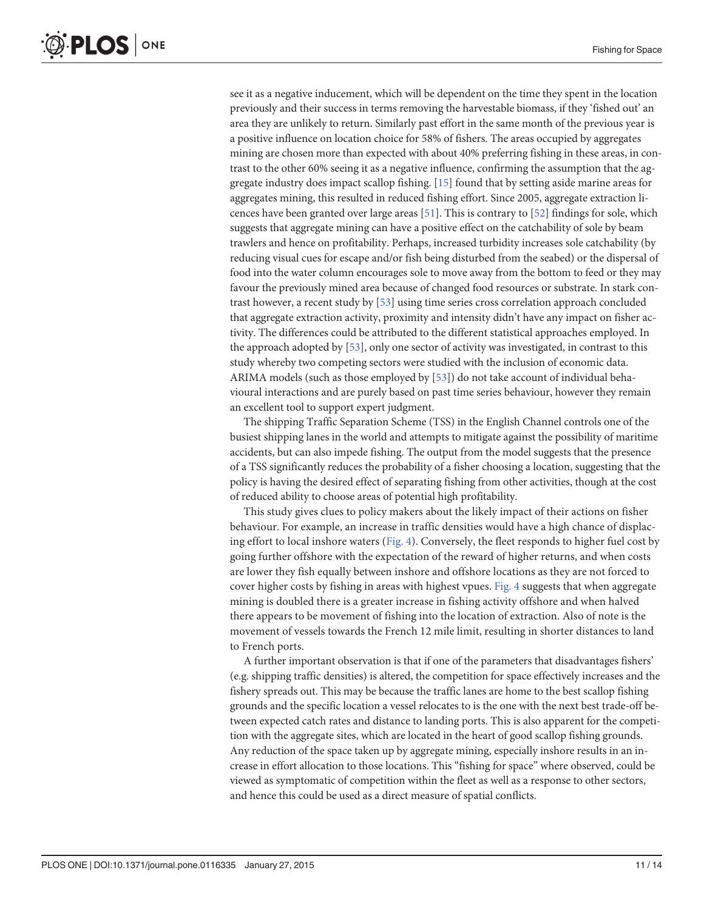see it as a negative inducement, which will be dependent on the time they spent in the location previously and their success in terms removing the harvestable biomass, if they 'fished out' an area they are unlikely to return. Similarly past effort in the same month of the previous year is a positive influence on location choice for 58% of fishers. The areas occupied by aggregates mining are chosen more than expected with about 40% preferring fishing in these areas, in contrast to the other 60% seeing it as a negative influence, confirming the assumption that the aggregate industry does impact scallop fishing. [15] found that by setting aside marine areas for aggregates mining, this resulted in reduced fishing effort. Since 2005, aggregate extraction licences have been granted over large areas [51]. This is contrary to [52] findings for sole, which suggests that aggregate mining can have a positive effect on the catchability of sole by beam trawlers and hence on profitability. Perhaps, increased turbidity increases sole catchability (by reducing visual cues for escape and/or fish being disturbed from the seabed) or the dispersal of food into the water column encourages sole to move away from the bottom to feed or they may favour the previously mined area because of changed food resources or substrate. In stark contrast however, a recent study by [53] using time series cross correlation approach concluded that aggregate extraction activity, proximity and intensity didn't have any impact on fisher activity. The differences could be attributed to the different statistical approaches employed. In the approach adopted by [53], only one sector of activity was investigated, in contrast to this study whereby two competing sectors were studied with the inclusion of economic data. ARIMA models (such as those employed by [53]) do not take account of individual behavioural interactions and are purely based on past time series behaviour, however they remain an excellent tool to support expert judgment.

The shipping Traffic Separation Scheme (TSS) in the English Channel controls one of the busiest shipping lanes in the world and attempts to mitigate against the possibility of maritime accidents, but can also impede fishing. The output from the model suggests that the presence of a TSS significantly reduces the probability of a fisher choosing a location, suggesting that the policy is having the desired effect of separating fishing from other activities, though at the cost of reduced ability to choose areas of potential high profitability.

This study gives clues to policy makers about the likely impact of their actions on fisher behaviour. For example, an increase in traffic densities would have a high chance of displacing effort to local inshore waters (Fig. 4). Conversely, the fleet responds to higher fuel cost by going further offshore with the expectation of the reward of higher returns, and when costs are lower they fish equally between inshore and offshore locations as they are not forced to cover higher costs by fishing in areas with highest vpues. Fig. 4 suggests that when aggregate mining is doubled there is a greater increase in fishing activity offshore and when halved there appears to be movement of fishing into the location of extraction. Also of note is the movement of vessels towards the French 12 mile limit, resulting in shorter distances to land to French ports.

A further important observation is that if one of the parameters that disadvantages fishers' (e.g. shipping traffic densities) is altered, the competition for space effectively increases and the fishery spreads out. This may be because the traffic lanes are home to the best scallop fishing grounds and the specific location a vessel relocates to is the one with the next best trade-off between expected catch rates and distance to landing ports. This is also apparent for the competition with the aggregate sites, which are located in the heart of good scallop fishing grounds. Any reduction of the space taken up by aggregate mining, especially inshore results in an increase in effort allocation to those locations. This "fishing for space" where observed, could be viewed as symptomatic of competition within the fleet as well as a response to other sectors, and hence this could be used as a direct measure of spatial conflicts.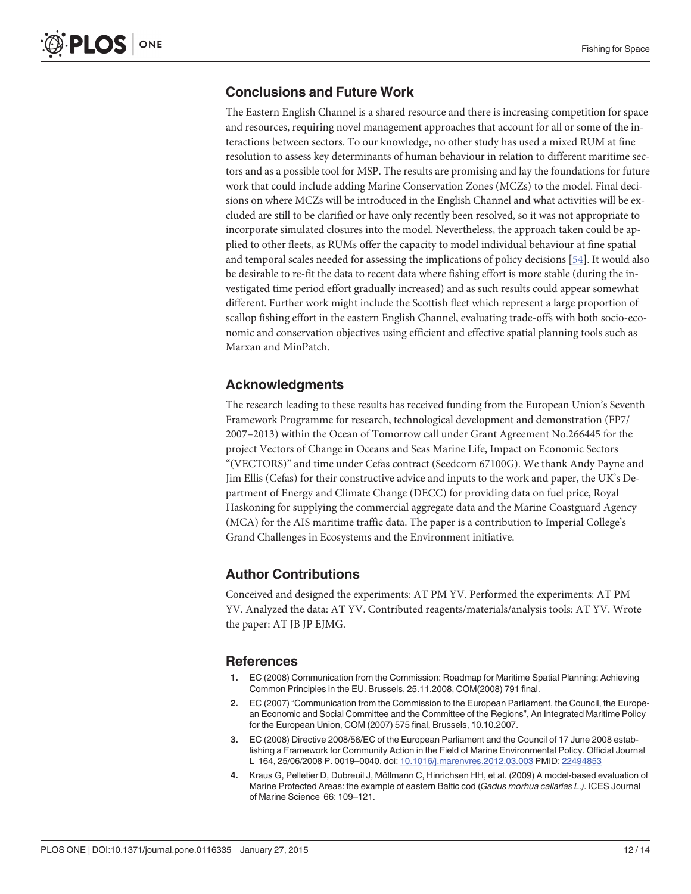## Conclusions and Future Work

The Eastern English Channel is a shared resource and there is increasing competition for space and resources, requiring novel management approaches that account for all or some of the interactions between sectors. To our knowledge, no other study has used a mixed RUM at fine resolution to assess key determinants of human behaviour in relation to different maritime sectors and as a possible tool for MSP. The results are promising and lay the foundations for future work that could include adding Marine Conservation Zones (MCZs) to the model. Final decisions on where MCZs will be introduced in the English Channel and what activities will be excluded are still to be clarified or have only recently been resolved, so it was not appropriate to incorporate simulated closures into the model. Nevertheless, the approach taken could be applied to other fleets, as RUMs offer the capacity to model individual behaviour at fine spatial and temporal scales needed for assessing the implications of policy decisions [54]. It would also be desirable to re-fit the data to recent data where fishing effort is more stable (during the investigated time period effort gradually increased) and as such results could appear somewhat different. Further work might include the Scottish fleet which represent a large proportion of scallop fishing effort in the eastern English Channel, evaluating trade-offs with both socio-economic and conservation objectives using efficient and effective spatial planning tools such as Marxan and MinPatch.

## Acknowledgments

The research leading to these results has received funding from the European Union's Seventh Framework Programme for research, technological development and demonstration (FP7/2007–2013) within the Ocean of Tomorrow call under Grant Agreement No.266445 for the project Vectors of Change in Oceans and Seas Marine Life, Impact on Economic Sectors "(VECTORS)" and time under Cefas contract (Seedcorn 67100G). We thank Andy Payne and Jim Ellis (Cefas) for their constructive advice and inputs to the work and paper, the UK's Department of Energy and Climate Change (DECC) for providing data on fuel price, Royal Haskoning for supplying the commercial aggregate data and the Marine Coastguard Agency (MCA) for the AIS maritime traffic data. The paper is a contribution to Imperial College's Grand Challenges in Ecosystems and the Environment initiative.

## Author Contributions

Conceived and designed the experiments: AT PM YV. Performed the experiments: AT PM YV. Analyzed the data: AT YV. Contributed reagents/materials/analysis tools: AT YV. Wrote the paper: AT JB JP EJMG.

## References

1. EC (2008) Communication from the Commission: Roadmap for Maritime Spatial Planning: Achieving Common Principles in the EU. Brussels, 25.11.2008, COM(2008) 791 final.
2. EC (2007) "Communication from the Commission to the European Parliament, the Council, the European Economic and Social Committee and the Committee of the Regions", An Integrated Maritime Policy for the European Union, COM (2007) 575 final, Brussels, 10.10.2007.
3. EC (2008) Directive 2008/56/EC of the European Parliament and the Council of 17 June 2008 establishing a Framework for Community Action in the Field of Marine Environmental Policy. Official Journal L 164, 25/06/2008 P. 0019–0040. doi: 10.1016/j.marenvres.2012.03.003 PMID: 22494853
4. Kraus G, Pelletier D, Dubreuil J, Möllmann C, Hinrichsen HH, et al. (2009) A model-based evaluation of Marine Protected Areas: the example of eastern Baltic cod (*Gadus morhua callarias L.)*. ICES Journal of Marine Science 66: 109–121.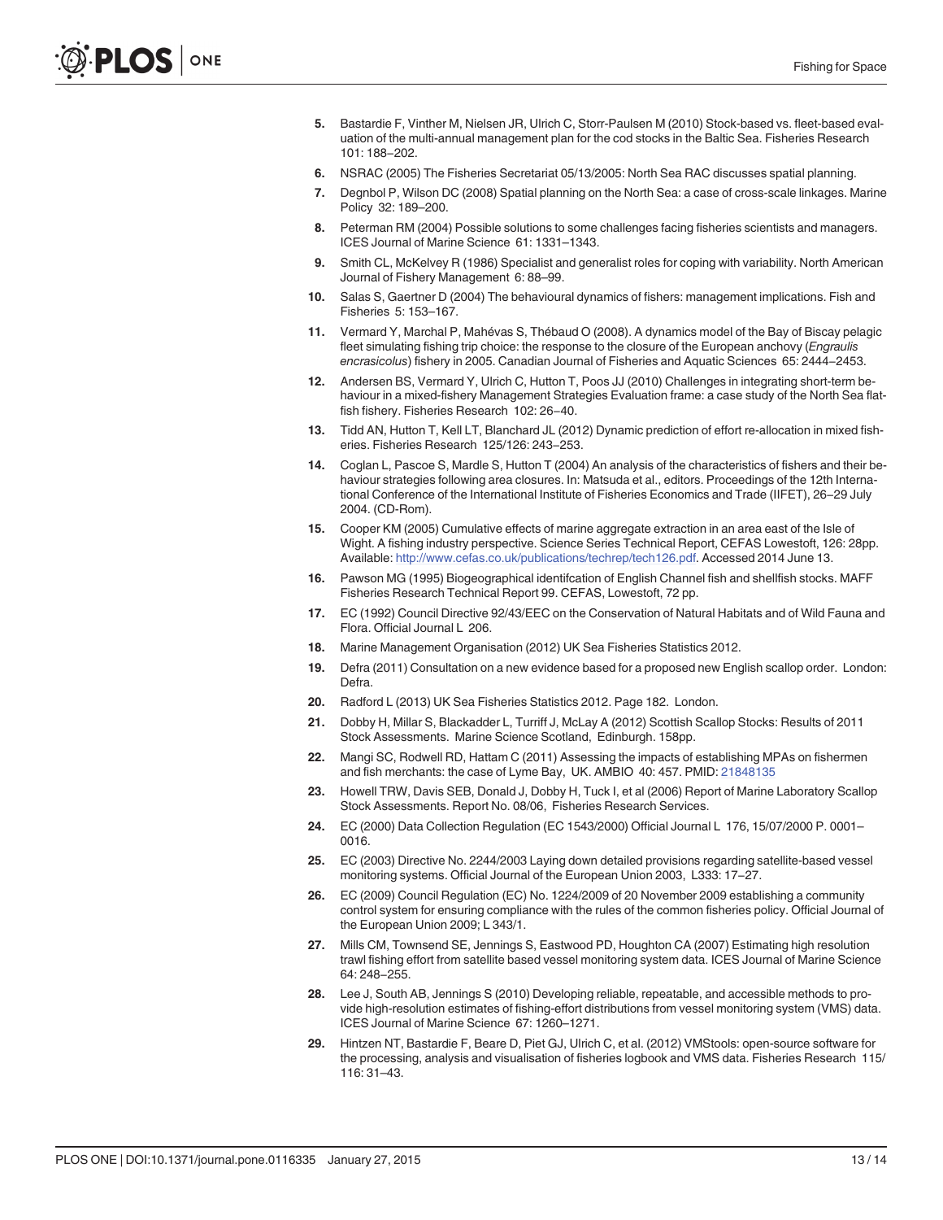5. Bastardie F, Vinther M, Nielsen JR, Ulrich C, Storr-Paulsen M (2010) Stock-based vs. fleet-based evaluation of the multi-annual management plan for the cod stocks in the Baltic Sea. Fisheries Research 101: 188–202.
6. NSRAC (2005) The Fisheries Secretariat 05/13/2005: North Sea RAC discusses spatial planning.
7. Degnbol P, Wilson DC (2008) Spatial planning on the North Sea: a case of cross-scale linkages. Marine Policy 32: 189–200.
8. Peterman RM (2004) Possible solutions to some challenges facing fisheries scientists and managers. ICES Journal of Marine Science 61: 1331–1343.
9. Smith CL, McKelvey R (1986) Specialist and generalist roles for coping with variability. North American Journal of Fishery Management 6: 88–99.
10. Salas S, Gaertner D (2004) The behavioural dynamics of fishers: management implications. Fish and Fisheries 5: 153–167.
11. Vermard Y, Marchal P, Mahévas S, Thébaud O (2008). A dynamics model of the Bay of Biscay pelagic fleet simulating fishing trip choice: the response to the closure of the European anchovy (*Engraulis encrasicolus*) fishery in 2005. Canadian Journal of Fisheries and Aquatic Sciences 65: 2444–2453.
12. Andersen BS, Vermard Y, Ulrich C, Hutton T, Poos JJ (2010) Challenges in integrating short-term behaviour in a mixed-fishery Management Strategies Evaluation frame: a case study of the North Sea flatfish fishery. Fisheries Research 102: 26–40.
13. Tidd AN, Hutton T, Kell LT, Blanchard JL (2012) Dynamic prediction of effort re-allocation in mixed fisheries. Fisheries Research 125/126: 243–253.
14. Coglan L, Pascoe S, Mardle S, Hutton T (2004) An analysis of the characteristics of fishers and their behaviour strategies following area closures. In: Matsuda et al., editors. Proceedings of the 12th International Conference of the International Institute of Fisheries Economics and Trade (IIFET), 26–29 July 2004. (CD-Rom).
15. Cooper KM (2005) Cumulative effects of marine aggregate extraction in an area east of the Isle of Wight. A fishing industry perspective. Science Series Technical Report, CEFAS Lowestoft, 126: 28pp. Available: http://www.cefas.co.uk/publications/techrep/tech126.pdf. Accessed 2014 June 13.
16. Pawson MG (1995) Biogeographical identifcation of English Channel fish and shellfish stocks. MAFF Fisheries Research Technical Report 99. CEFAS, Lowestoft, 72 pp.
17. EC (1992) Council Directive 92/43/EEC on the Conservation of Natural Habitats and of Wild Fauna and Flora. Official Journal L 206.
18. Marine Management Organisation (2012) UK Sea Fisheries Statistics 2012.
19. Defra (2011) Consultation on a new evidence based for a proposed new English scallop order. London: Defra.
20. Radford L (2013) UK Sea Fisheries Statistics 2012. Page 182. London.
21. Dobby H, Millar S, Blackadder L, Turriff J, McLay A (2012) Scottish Scallop Stocks: Results of 2011 Stock Assessments. Marine Science Scotland, Edinburgh. 158pp.
22. Mangi SC, Rodwell RD, Hattam C (2011) Assessing the impacts of establishing MPAs on fishermen and fish merchants: the case of Lyme Bay, UK. AMBIO 40: 457. PMID: 21848135
23. Howell TRW, Davis SEB, Donald J, Dobby H, Tuck I, et al (2006) Report of Marine Laboratory Scallop Stock Assessments. Report No. 08/06, Fisheries Research Services.
24. EC (2000) Data Collection Regulation (EC 1543/2000) Official Journal L 176, 15/07/2000 P. 0001–0016.
25. EC (2003) Directive No. 2244/2003 Laying down detailed provisions regarding satellite-based vessel monitoring systems. Official Journal of the European Union 2003, L333: 17–27.
26. EC (2009) Council Regulation (EC) No. 1224/2009 of 20 November 2009 establishing a community control system for ensuring compliance with the rules of the common fisheries policy. Official Journal of the European Union 2009; L 343/1.
27. Mills CM, Townsend SE, Jennings S, Eastwood PD, Houghton CA (2007) Estimating high resolution trawl fishing effort from satellite based vessel monitoring system data. ICES Journal of Marine Science 64: 248–255.
28. Lee J, South AB, Jennings S (2010) Developing reliable, repeatable, and accessible methods to provide high-resolution estimates of fishing-effort distributions from vessel monitoring system (VMS) data. ICES Journal of Marine Science 67: 1260–1271.
29. Hintzen NT, Bastardie F, Beare D, Piet GJ, Ulrich C, et al. (2012) VMStools: open-source software for the processing, analysis and visualisation of fisheries logbook and VMS data. Fisheries Research 115/116: 31–43.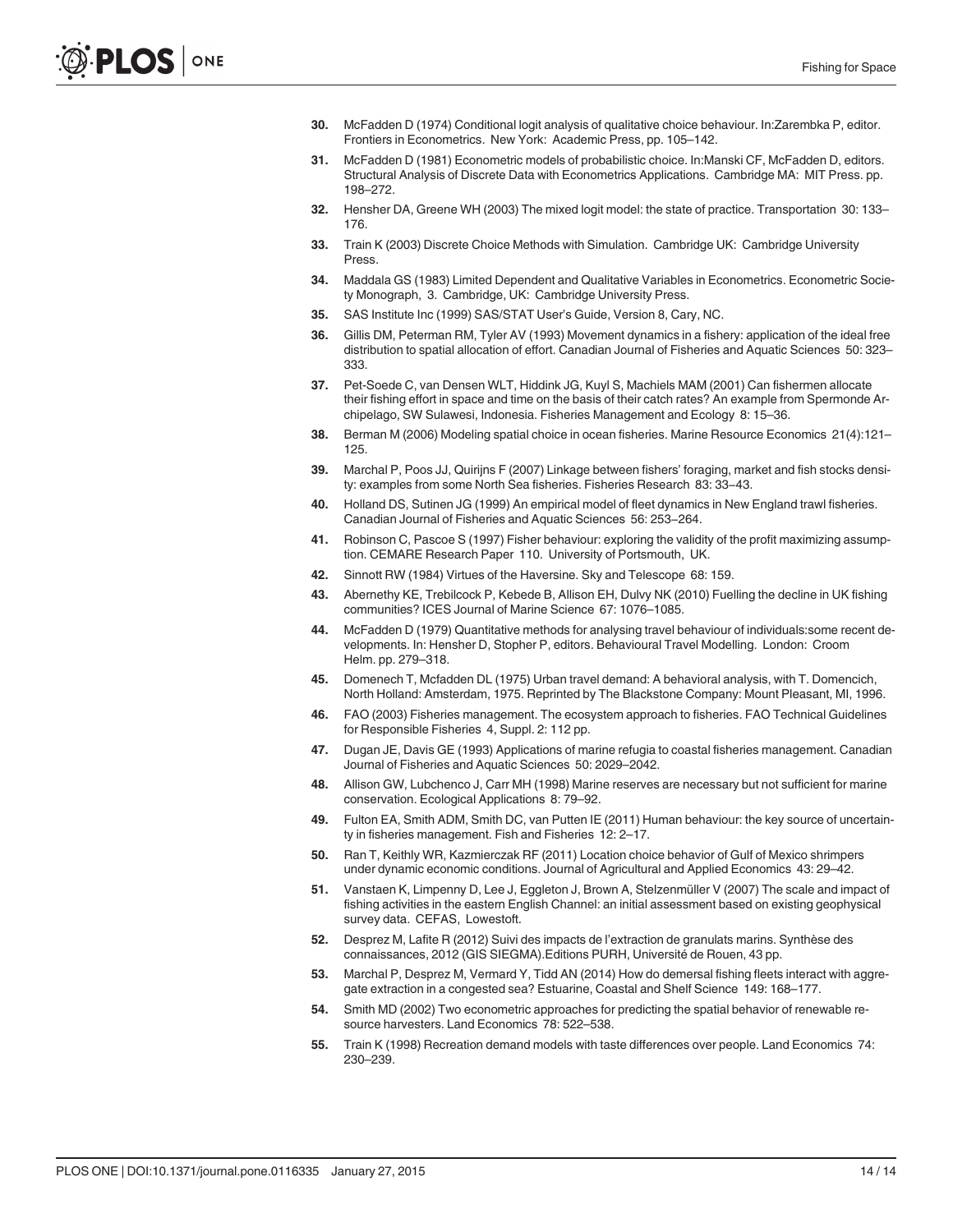30. McFadden D (1974) Conditional logit analysis of qualitative choice behaviour. In:Zarembka P, editor. Frontiers in Econometrics. New York: Academic Press, pp. 105–142.
31. McFadden D (1981) Econometric models of probabilistic choice. In:Manski CF, McFadden D, editors. Structural Analysis of Discrete Data with Econometrics Applications. Cambridge MA: MIT Press. pp. 198–272.
32. Hensher DA, Greene WH (2003) The mixed logit model: the state of practice. Transportation 30: 133–176.
33. Train K (2003) Discrete Choice Methods with Simulation. Cambridge UK: Cambridge University Press.
34. Maddala GS (1983) Limited Dependent and Qualitative Variables in Econometrics. Econometric Society Monograph, 3. Cambridge, UK: Cambridge University Press.
35. SAS Institute Inc (1999) SAS/STAT User's Guide, Version 8, Cary, NC.
36. Gillis DM, Peterman RM, Tyler AV (1993) Movement dynamics in a fishery: application of the ideal free distribution to spatial allocation of effort. Canadian Journal of Fisheries and Aquatic Sciences 50: 323–333.
37. Pet-Soede C, van Densen WLT, Hiddink JG, Kuyl S, Machiels MAM (2001) Can fishermen allocate their fishing effort in space and time on the basis of their catch rates? An example from Spermonde Archipelago, SW Sulawesi, Indonesia. Fisheries Management and Ecology 8: 15–36.
38. Berman M (2006) Modeling spatial choice in ocean fisheries. Marine Resource Economics 21(4):121–125.
39. Marchal P, Poos JJ, Quirijns F (2007) Linkage between fishers' foraging, market and fish stocks density: examples from some North Sea fisheries. Fisheries Research 83: 33–43.
40. Holland DS, Sutinen JG (1999) An empirical model of fleet dynamics in New England trawl fisheries. Canadian Journal of Fisheries and Aquatic Sciences 56: 253–264.
41. Robinson C, Pascoe S (1997) Fisher behaviour: exploring the validity of the profit maximizing assumption. CEMARE Research Paper 110. University of Portsmouth, UK.
42. Sinnott RW (1984) Virtues of the Haversine. Sky and Telescope 68: 159.
43. Abernethy KE, Trebilcock P, Kebede B, Allison EH, Dulvy NK (2010) Fuelling the decline in UK fishing communities? ICES Journal of Marine Science 67: 1076–1085.
44. McFadden D (1979) Quantitative methods for analysing travel behaviour of individuals:some recent developments. In: Hensher D, Stopher P, editors. Behavioural Travel Modelling. London: Croom Helm. pp. 279–318.
45. Domenech T, Mcfadden DL (1975) Urban travel demand: A behavioral analysis, with T. Domencich, North Holland: Amsterdam, 1975. Reprinted by The Blackstone Company: Mount Pleasant, MI, 1996.
46. FAO (2003) Fisheries management. The ecosystem approach to fisheries. FAO Technical Guidelines for Responsible Fisheries 4, Suppl. 2: 112 pp.
47. Dugan JE, Davis GE (1993) Applications of marine refugia to coastal fisheries management. Canadian Journal of Fisheries and Aquatic Sciences 50: 2029–2042.
48. Allison GW, Lubchenco J, Carr MH (1998) Marine reserves are necessary but not sufficient for marine conservation. Ecological Applications 8: 79–92.
49. Fulton EA, Smith ADM, Smith DC, van Putten IE (2011) Human behaviour: the key source of uncertainty in fisheries management. Fish and Fisheries 12: 2–17.
50. Ran T, Keithly WR, Kazmierczak RF (2011) Location choice behavior of Gulf of Mexico shrimpers under dynamic economic conditions. Journal of Agricultural and Applied Economics 43: 29–42.
51. Vanstaen K, Limpenny D, Lee J, Eggleton J, Brown A, Stelzenmüller V (2007) The scale and impact of fishing activities in the eastern English Channel: an initial assessment based on existing geophysical survey data. CEFAS, Lowestoft.
52. Desprez M, Lafite R (2012) Suivi des impacts de l'extraction de granulats marins. Synthèse des connaissances, 2012 (GIS SIEGMA).Editions PURH, Université de Rouen, 43 pp.
53. Marchal P, Desprez M, Vermard Y, Tidd AN (2014) How do demersal fishing fleets interact with aggregate extraction in a congested sea? Estuarine, Coastal and Shelf Science 149: 168–177.
54. Smith MD (2002) Two econometric approaches for predicting the spatial behavior of renewable resource harvesters. Land Economics 78: 522–538.
55. Train K (1998) Recreation demand models with taste differences over people. Land Economics 74: 230–239.